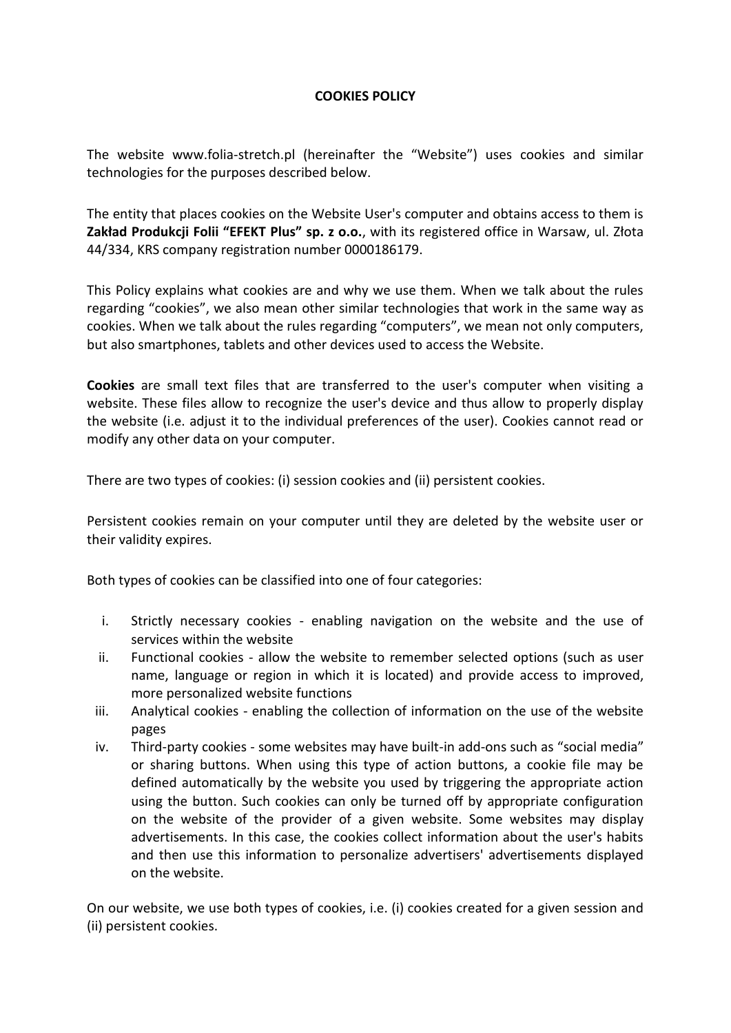# COOKIES POLICY

The website www.folia-stretch.pl (hereinafter the "Website") uses cookies and similar technologies for the purposes described below.

The entity that places cookies on the Website User's computer and obtains access to them is **Zakład Produkcji Folii "EFEKT Plus" sp. z o.o.**, with its registered office in Warsaw, ul. Złota 44/334, KRS company registration number 0000186179.

This Policy explains what cookies are and why we use them. When we talk about the rules regarding "cookies", we also mean other similar technologies that work in the same way as cookies. When we talk about the rules regarding "computers", we mean not only computers, but also smartphones, tablets and other devices used to access the Website.

**Cookies** are small text files that are transferred to the user's computer when visiting a website. These files allow to recognize the user's device and thus allow to properly display the website (i.e. adjust it to the individual preferences of the user). Cookies cannot read or modify any other data on your computer.

There are two types of cookies: (i) session cookies and (ii) persistent cookies.

Persistent cookies remain on your computer until they are deleted by the website user or their validity expires.

Both types of cookies can be classified into one of four categories:

i. Strictly necessary cookies - enabling navigation on the website and the use of services within the website
ii. Functional cookies - allow the website to remember selected options (such as user name, language or region in which it is located) and provide access to improved, more personalized website functions
iii. Analytical cookies - enabling the collection of information on the use of the website pages
iv. Third-party cookies - some websites may have built-in add-ons such as "social media" or sharing buttons. When using this type of action buttons, a cookie file may be defined automatically by the website you used by triggering the appropriate action using the button. Such cookies can only be turned off by appropriate configuration on the website of the provider of a given website. Some websites may display advertisements. In this case, the cookies collect information about the user's habits and then use this information to personalize advertisers' advertisements displayed on the website.

On our website, we use both types of cookies, i.e. (i) cookies created for a given session and (ii) persistent cookies.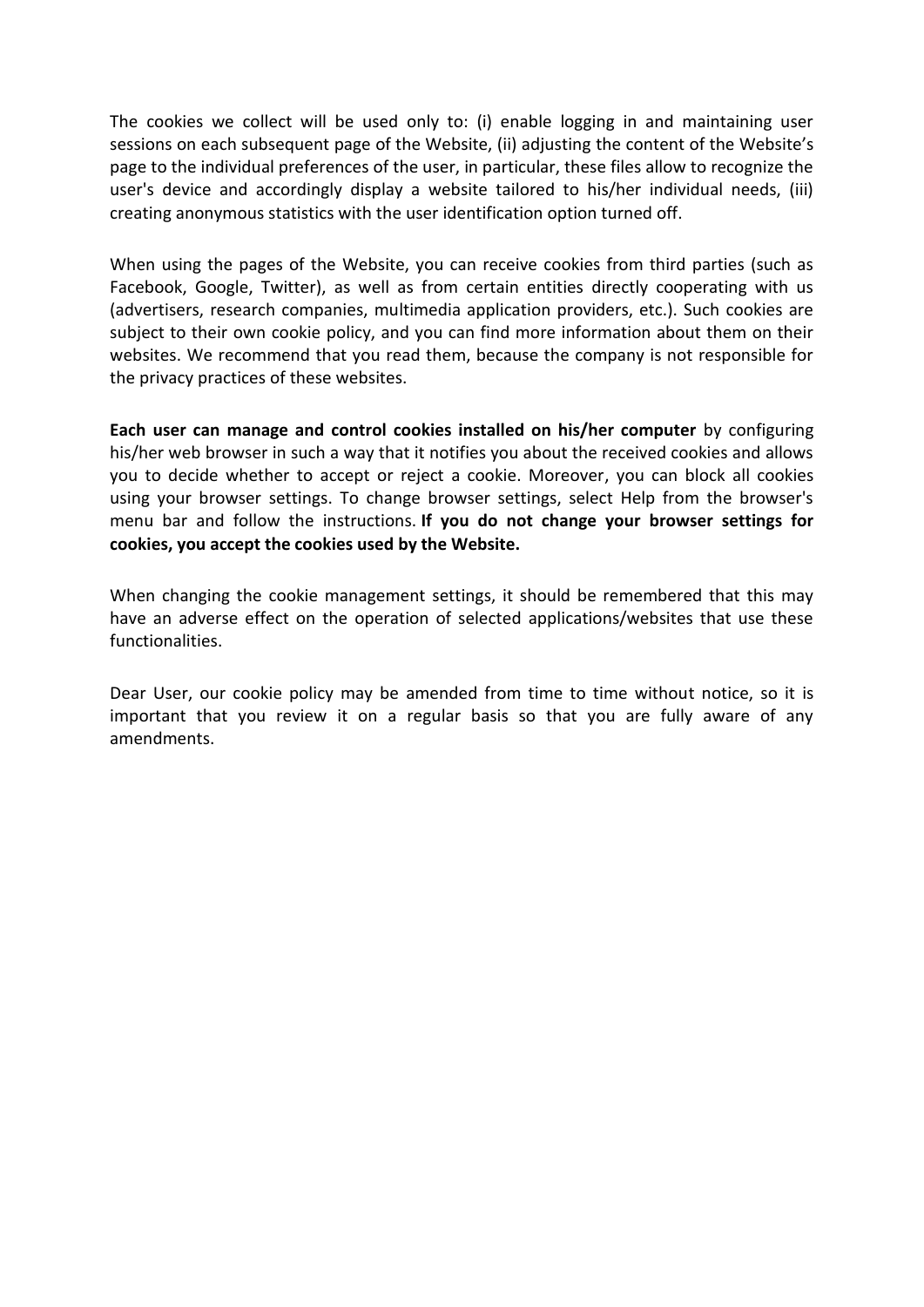The cookies we collect will be used only to: (i) enable logging in and maintaining user sessions on each subsequent page of the Website, (ii) adjusting the content of the Website's page to the individual preferences of the user, in particular, these files allow to recognize the user's device and accordingly display a website tailored to his/her individual needs, (iii) creating anonymous statistics with the user identification option turned off.

When using the pages of the Website, you can receive cookies from third parties (such as Facebook, Google, Twitter), as well as from certain entities directly cooperating with us (advertisers, research companies, multimedia application providers, etc.). Such cookies are subject to their own cookie policy, and you can find more information about them on their websites. We recommend that you read them, because the company is not responsible for the privacy practices of these websites.

**Each user can manage and control cookies installed on his/her computer** by configuring his/her web browser in such a way that it notifies you about the received cookies and allows you to decide whether to accept or reject a cookie. Moreover, you can block all cookies using your browser settings. To change browser settings, select Help from the browser's menu bar and follow the instructions. **If you do not change your browser settings for cookies, you accept the cookies used by the Website.**

When changing the cookie management settings, it should be remembered that this may have an adverse effect on the operation of selected applications/websites that use these functionalities.

Dear User, our cookie policy may be amended from time to time without notice, so it is important that you review it on a regular basis so that you are fully aware of any amendments.